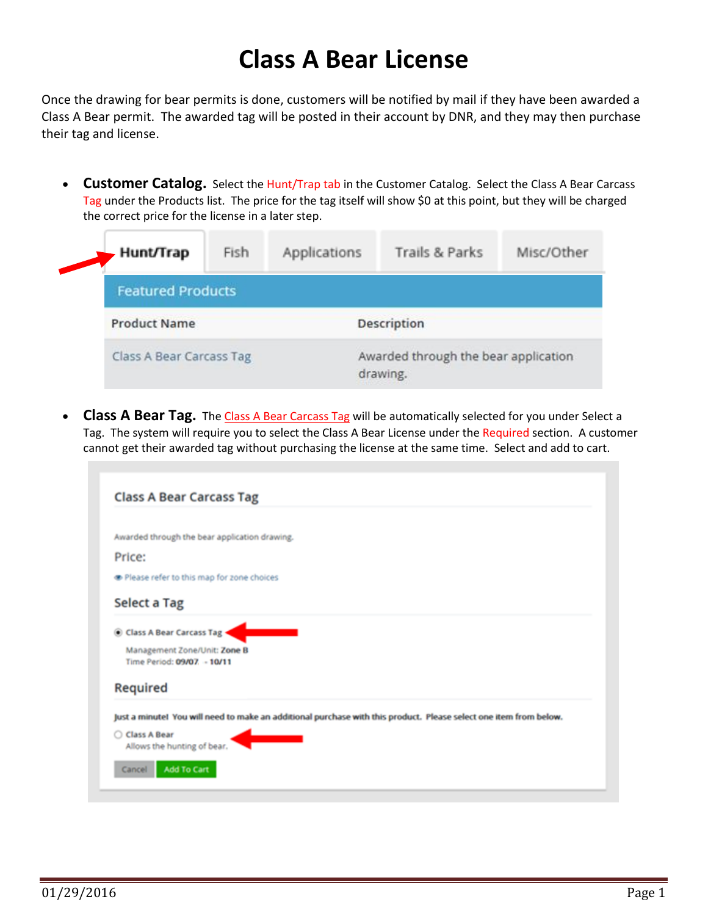# Class A Bear License

Once the drawing for bear permits is done, customers will be notified by mail if they have been awarded a Class A Bear permit. The awarded tag will be posted in their account by DNR, and they may then purchase their tag and license.

- **Customer Catalog.** Select the Hunt/Trap tab in the Customer Catalog. Select the Class A Bear Carcass Tag under the Products list. The price for the tag itself will show $0 at this point, but they will be charged the correct price for the license in a later step.

| Hunt/Trap | Fish | Applications | Trails & Parks | Misc/Other |
|---|---|---|---|---|

**Featured Products**

| Product Name | Description |
|---|---|
| Class A Bear Carcass Tag | Awarded through the bear application drawing. |

- **Class A Bear Tag.** The Class A Bear Carcass Tag will be automatically selected for you under Select a Tag. The system will require you to select the Class A Bear License under the Required section. A customer cannot get their awarded tag without purchasing the license at the same time. Select and add to cart.

**Class A Bear Carcass Tag**

Awarded through the bear application drawing.

Price:

Please refer to this map for zone choices

**Select a Tag**

- (●) Class A Bear Carcass Tag
  Management Zone/Unit: Zone B
  Time Period: 09/07 - 10/11

**Required**

Just a minute! You will need to make an additional purchase with this product. Please select one item from below.

- ( ) Class A Bear
  Allows the hunting of bear.

[Cancel] [Add To Cart]

01/29/2016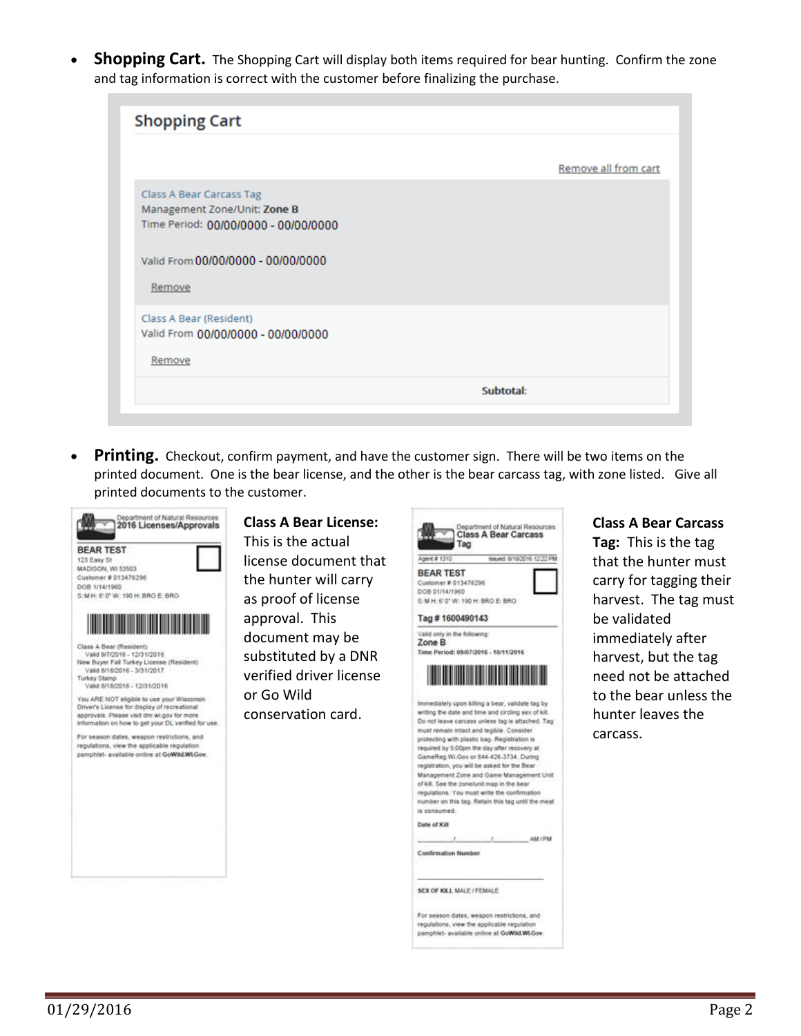- **Shopping Cart.** The Shopping Cart will display both items required for bear hunting. Confirm the zone and tag information is correct with the customer before finalizing the purchase.

Shopping Cart

Remove all from cart

Class A Bear Carcass Tag
Management Zone/Unit: **Zone B**
Time Period: 00/00/0000 - 00/00/0000

Valid From 00/00/0000 - 00/00/0000

Remove

Class A Bear (Resident)
Valid From 00/00/0000 - 00/00/0000

Remove

Subtotal:

- **Printing.** Checkout, confirm payment, and have the customer sign. There will be two items on the printed document. One is the bear license, and the other is the bear carcass tag, with zone listed. Give all printed documents to the customer.

Department of Natural Resources
2016 Licenses/Approvals

BEAR TEST
123 Easy St
MADISON, WI 53503
Customer # 013476296
DOB 1/14/1960
S: M H: 6' 0" W: 190 H: BRO E: BRO

Class A Bear (Resident)
Valid 9/7/2016 - 12/31/2016
New Buyer Fall Turkey License (Resident)
Valid 8/18/2016 - 3/31/2017
Turkey Stamp
Valid 8/18/2016 - 12/31/2016

You ARE NOT eligible to use your Wisconsin Driver's License for display of recreational approvals. Please visit dnr.wi.gov for more information on how to get your DL verified for use.

For season dates, weapon restrictions, and regulations, view the applicable regulation pamphlet- available online at GoWild.WI.Gov.

**Class A Bear License:** This is the actual license document that the hunter will carry as proof of license approval. This document may be substituted by a DNR verified driver license or Go Wild conservation card.

Department of Natural Resources
Class A Bear Carcass Tag

Agent # 1310 Issued: 8/18/2016 12:22 PM

BEAR TEST
Customer # 013476296
DOB 01/14/1960
S: M H: 6' 0" W: 190 H: BRO E: BRO

Tag # 1600490143

Valid only in the following:
Zone B
Time Period: 09/07/2016 - 10/11/2016

Immediately upon killing a bear, validate tag by writing the date and time and circling sex of kill. Do not leave carcass unless tag is attached. Tag must remain intact and legible. Consider protecting with plastic bag. Registration is required by 5:00pm the day after recovery at GameReg.WI.Gov or 844-426-3734. During registration, you will be asked for the Bear Management Zone and Game Management Unit of kill. See the zone/unit map in the bear regulations. You must write the confirmation number on this tag. Retain this tag until the meat is consumed.

Date of Kill

____/____/____ AM / PM

Confirmation Number

SEX OF KILL MALE / FEMALE

For season dates, weapon restrictions, and regulations, view the applicable regulation pamphlet- available online at GoWild.WI.Gov.

**Class A Bear Carcass Tag:** This is the tag that the hunter must carry for tagging their harvest. The tag must be validated immediately after harvest, but the tag need not be attached to the bear unless the hunter leaves the carcass.

01/29/2016